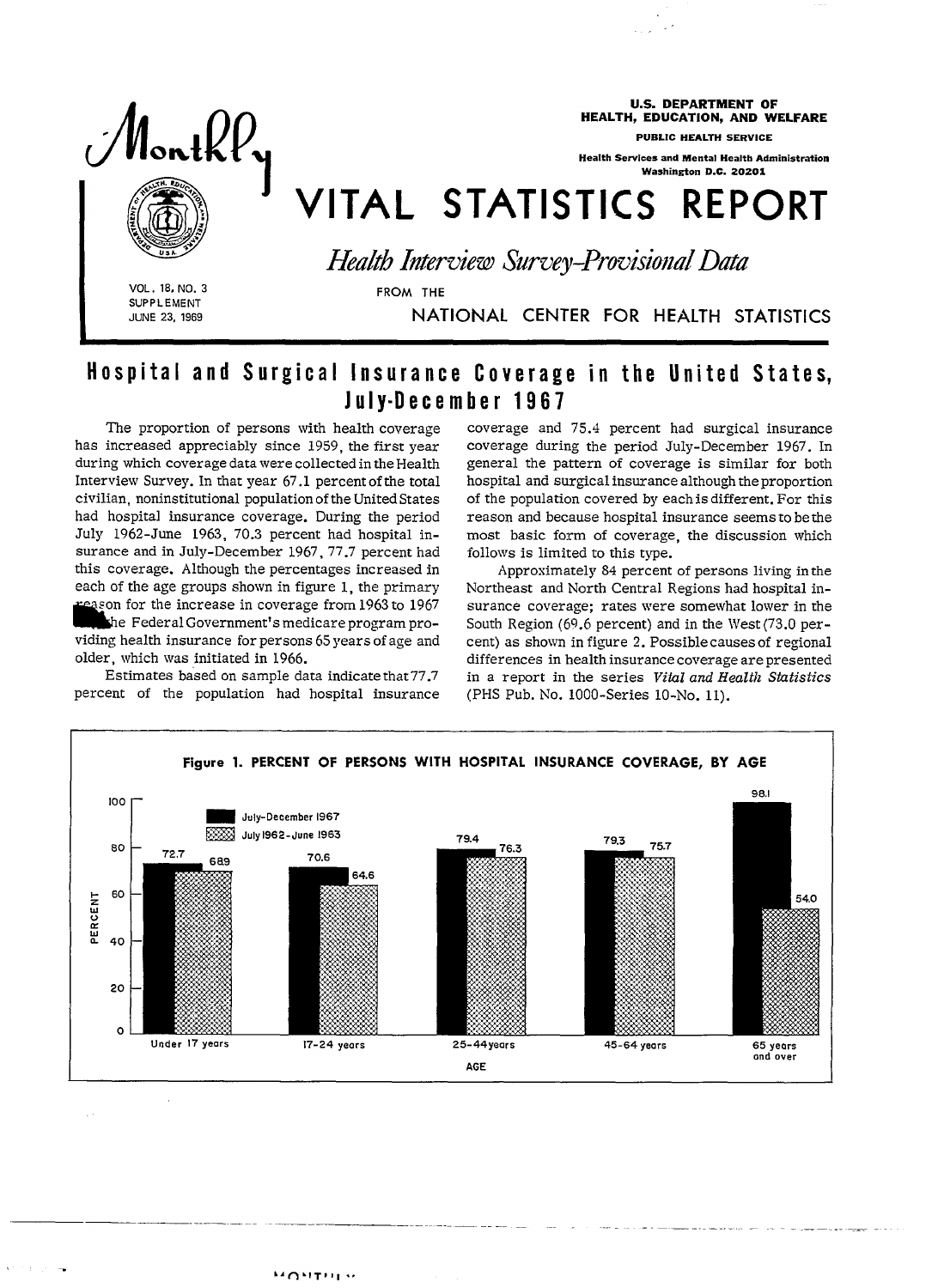# Monthly VITAL STATISTICS REPORT

U.S. DEPARTMENT OF HEALTH, EDUCATION, AND WELFARE
PUBLIC HEALTH SERVICE
Health Services and Mental Health Administration
Washington D.C. 20201

*Health Interview Survey-Provisional Data*

FROM THE NATIONAL CENTER FOR HEALTH STATISTICS

VOL. 18, NO. 3
SUPPLEMENT
JUNE 23, 1969

## Hospital and Surgical Insurance Coverage in the United States, July-December 1967

The proportion of persons with health coverage has increased appreciably since 1959, the first year during which coverage data were collected in the Health Interview Survey. In that year 67.1 percent of the total civilian, noninstitutional population of the United States had hospital insurance coverage. During the period July 1962-June 1963, 70.3 percent had hospital insurance and in July-December 1967, 77.7 percent had this coverage. Although the percentages increased in each of the age groups shown in figure 1, the primary reason for the increase in coverage from 1963 to 1967 is the Federal Government's medicare program providing health insurance for persons 65 years of age and older, which was initiated in 1966.

Estimates based on sample data indicate that 77.7 percent of the population had hospital insurance coverage and 75.4 percent had surgical insurance coverage during the period July-December 1967. In general the pattern of coverage is similar for both hospital and surgical insurance although the proportion of the population covered by each is different. For this reason and because hospital insurance seems to be the most basic form of coverage, the discussion which follows is limited to this type.

Approximately 84 percent of persons living in the Northeast and North Central Regions had hospital insurance coverage; rates were somewhat lower in the South Region (69.6 percent) and in the West (73.0 percent) as shown in figure 2. Possible causes of regional differences in health insurance coverage are presented in a report in the series *Vital and Health Statistics* (PHS Pub. No. 1000-Series 10-No. 11).

**Figure 1. PERCENT OF PERSONS WITH HOSPITAL INSURANCE COVERAGE, BY AGE**

| Age | July-December 1967 | July 1962-June 1963 |
|---|---|---|
| Under 17 years | 72.7 | 68.9 |
| 17-24 years | 70.6 | 64.6 |
| 25-44 years | 79.4 | 76.3 |
| 45-64 years | 79.3 | 75.7 |
| 65 years and over | 98.1 | 54.0 |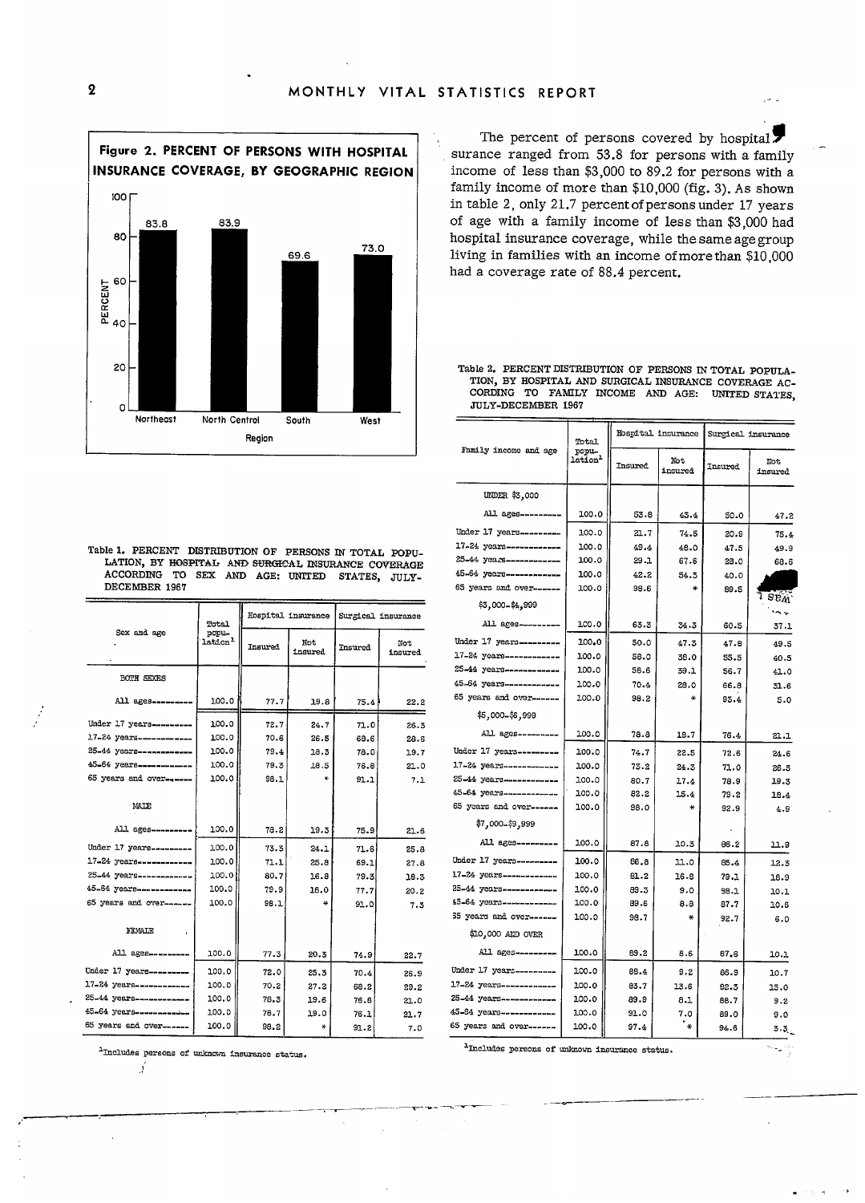**Figure 2. PERCENT OF PERSONS WITH HOSPITAL INSURANCE COVERAGE, BY GEOGRAPHIC REGION**

| Region | Percent |
|---|---|
| Northeast | 83.8 |
| North Central | 83.9 |
| South | 69.6 |
| West | 73.0 |

The percent of persons covered by hospital insurance ranged from 53.8 for persons with a family income of less than $3,000 to 89.2 for persons with a family income of more than $10,000 (fig. 3). As shown in table 2, only 21.7 percent of persons under 17 years of age with a family income of less than $3,000 had hospital insurance coverage, while the same age group living in families with an income of more than $10,000 had a coverage rate of 88.4 percent.

Table 1. PERCENT DISTRIBUTION OF PERSONS IN TOTAL POPULATION, BY HOSPITAL AND SURGICAL INSURANCE COVERAGE ACCORDING TO SEX AND AGE: UNITED STATES, JULY-DECEMBER 1967

| Sex and age | Total population[1] | Hospital insurance | | Surgical insurance | |
|---|---|---|---|---|---|
| | | Insured | Not insured | Insured | Not insured |
| BOTH SEXES | | | | | |
| All ages | 100.0 | 77.7 | 19.8 | 75.4 | 22.2 |
| Under 17 years | 100.0 | 72.7 | 24.7 | 71.0 | 26.3 |
| 17-24 years | 100.0 | 70.6 | 26.5 | 68.6 | 28.6 |
| 25-44 years | 100.0 | 79.4 | 18.3 | 78.0 | 19.7 |
| 45-64 years | 100.0 | 79.3 | 18.5 | 76.8 | 21.0 |
| 65 years and over | 100.0 | 98.1 | * | 91.1 | 7.1 |
| MALE | | | | | |
| All ages | 100.0 | 78.2 | 19.3 | 75.9 | 21.6 |
| Under 17 years | 100.0 | 73.3 | 24.1 | 71.6 | 25.8 |
| 17-24 years | 100.0 | 71.1 | 25.8 | 69.1 | 27.8 |
| 25-44 years | 100.0 | 80.7 | 16.8 | 79.3 | 18.3 |
| 45-64 years | 100.0 | 79.9 | 18.0 | 77.7 | 20.2 |
| 65 years and over | 100.0 | 98.1 | * | 91.0 | 7.3 |
| FEMALE | | | | | |
| All ages | 100.0 | 77.3 | 20.3 | 74.9 | 22.7 |
| Under 17 years | 100.0 | 72.0 | 25.3 | 70.4 | 26.9 |
| 17-24 years | 100.0 | 70.2 | 27.2 | 68.2 | 29.2 |
| 25-44 years | 100.0 | 78.3 | 19.6 | 76.8 | 21.0 |
| 45-64 years | 100.0 | 78.7 | 19.0 | 76.1 | 21.7 |
| 65 years and over | 100.0 | 98.2 | * | 91.2 | 7.0 |

[1]Includes persons of unknown insurance status.

Table 2. PERCENT DISTRIBUTION OF PERSONS IN TOTAL POPULATION, BY HOSPITAL AND SURGICAL INSURANCE COVERAGE ACCORDING TO FAMILY INCOME AND AGE: UNITED STATES, JULY-DECEMBER 1967

| Family income and age | Total population[1] | Hospital insurance | | Surgical insurance | |
|---|---|---|---|---|---|
| | | Insured | Not insured | Insured | Not insured |
| UNDER $3,000 | | | | | |
| All ages | 100.0 | 53.8 | 43.4 | 50.0 | 47.2 |
| Under 17 years | 100.0 | 21.7 | 74.5 | 20.9 | 75.4 |
| 17-24 years | 100.0 | 49.4 | 48.0 | 47.5 | 49.9 |
| 25-44 years | 100.0 | 29.1 | 67.6 | 28.0 | 68.6 |
| 45-64 years | 100.0 | 42.2 | 54.3 | 40.0 | |
| 65 years and over | 100.0 | 98.6 | * | 89.5 | |
| $3,000-$4,999 | | | | | |
| All ages | 100.0 | 63.3 | 34.3 | 60.5 | 37.1 |
| Under 17 years | 100.0 | 50.0 | 47.3 | 47.8 | 49.5 |
| 17-24 years | 100.0 | 58.0 | 38.0 | 55.5 | 40.5 |
| 25-44 years | 100.0 | 58.6 | 39.1 | 56.7 | 41.0 |
| 45-64 years | 100.0 | 70.4 | 28.0 | 66.8 | 31.6 |
| 65 years and over | 100.0 | 98.2 | * | 93.4 | 5.0 |
| $5,000-$6,999 | | | | | |
| All ages | 100.0 | 78.8 | 18.7 | 76.4 | 21.1 |
| Under 17 years | 100.0 | 74.7 | 22.5 | 72.6 | 24.6 |
| 17-24 years | 100.0 | 73.2 | 24.3 | 71.0 | 26.5 |
| 25-44 years | 100.0 | 80.7 | 17.4 | 78.9 | 19.3 |
| 45-64 years | 100.0 | 82.2 | 15.4 | 79.2 | 18.4 |
| 65 years and over | 100.0 | 98.0 | * | 92.9 | 4.9 |
| $7,000-$9,999 | | | | | |
| All ages | 100.0 | 87.8 | 10.3 | 86.2 | 11.9 |
| Under 17 years | 100.0 | 86.8 | 11.0 | 85.4 | 12.3 |
| 17-24 years | 100.0 | 81.2 | 16.8 | 79.1 | 18.9 |
| 25-44 years | 100.0 | 89.3 | 9.0 | 88.1 | 10.1 |
| 45-64 years | 100.0 | 89.6 | 8.8 | 87.7 | 10.6 |
| 65 years and over | 100.0 | 98.7 | * | 92.7 | 6.0 |
| $10,000 AND OVER | | | | | |
| All ages | 100.0 | 89.2 | 8.6 | 87.6 | 10.1 |
| Under 17 years | 100.0 | 88.4 | 9.2 | 86.9 | 10.7 |
| 17-24 years | 100.0 | 83.7 | 13.6 | 82.3 | 15.0 |
| 25-44 years | 100.0 | 89.9 | 8.1 | 88.7 | 9.2 |
| 45-64 years | 100.0 | 91.0 | 7.0 | 89.0 | 9.0 |
| 65 years and over | 100.0 | 97.4 | * | 94.6 | 3.3 |

[1]Includes persons of unknown insurance status.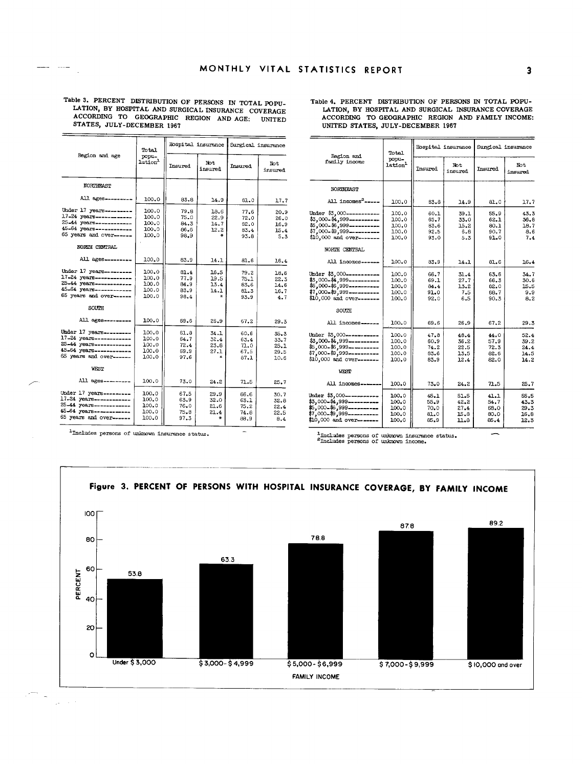Table 3. PERCENT DISTRIBUTION OF PERSONS IN TOTAL POPULATION, BY HOSPITAL AND SURGICAL INSURANCE COVERAGE ACCORDING TO GEOGRAPHIC REGION AND AGE: UNITED STATES, JULY-DECEMBER 1967

| Region and age | Total population[1] | Hospital insurance | | Surgical insurance | |
|---|---|---|---|---|---|
| | | Insured | Not insured | Insured | Not insured |
| NORTHEAST | | | | | |
| All ages | 100.0 | 83.8 | 14.9 | 81.0 | 17.7 |
| Under 17 years | 100.0 | 79.8 | 18.6 | 77.6 | 20.9 |
| 17-24 years | 100.0 | 75.0 | 22.9 | 72.0 | 26.0 |
| 25-44 years | 100.0 | 84.3 | 14.7 | 82.0 | 16.9 |
| 45-64 years | 100.0 | 86.6 | 12.2 | 83.4 | 15.4 |
| 65 years and over | 100.0 | 98.9 | * | 93.8 | 5.3 |
| NORTH CENTRAL | | | | | |
| All ages | 100.0 | 83.9 | 14.1 | 81.6 | 16.4 |
| Under 17 years | 100.0 | 81.4 | 16.5 | 79.2 | 18.6 |
| 17-24 years | 100.0 | 77.9 | 19.5 | 75.1 | 22.3 |
| 25-44 years | 100.0 | 84.9 | 13.4 | 83.6 | 14.6 |
| 45-64 years | 100.0 | 83.9 | 14.1 | 81.3 | 16.7 |
| 65 years and over | 100.0 | 98.4 | * | 93.9 | 4.7 |
| SOUTH | | | | | |
| All ages | 100.0 | 69.6 | 26.9 | 67.2 | 29.3 |
| Under 17 years | 100.0 | 61.8 | 34.1 | 60.6 | 35.3 |
| 17-24 years | 100.0 | 64.7 | 32.4 | 63.4 | 33.7 |
| 25-44 years | 100.0 | 72.4 | 23.8 | 71.0 | 25.1 |
| 45-64 years | 100.0 | 69.9 | 27.1 | 67.5 | 29.5 |
| 65 years and over | 100.0 | 97.6 | * | 87.1 | 10.6 |
| WEST | | | | | |
| All ages | 100.0 | 73.0 | 24.2 | 71.5 | 25.7 |
| Under 17 years | 100.0 | 67.5 | 29.9 | 66.6 | 30.7 |
| 17-24 years | 100.0 | 63.9 | 32.0 | 63.1 | 32.8 |
| 25-44 years | 100.0 | 76.0 | 21.6 | 75.2 | 22.4 |
| 45-64 years | 100.0 | 75.8 | 21.4 | 74.8 | 22.5 |
| 65 years and over | 100.0 | 97.3 | * | 88.9 | 8.4 |

[1]Includes persons of unknown insurance status.

Table 4. PERCENT DISTRIBUTION OF PERSONS IN TOTAL POPULATION, BY HOSPITAL AND SURGICAL INSURANCE COVERAGE ACCORDING TO GEOGRAPHIC REGION AND FAMILY INCOME: UNITED STATES, JULY-DECEMBER 1967

| Region and family income | Total population[1] | Hospital insurance | | Surgical insurance | |
|---|---|---|---|---|---|
| | | Insured | Not insured | Insured | Not insured |
| NORTHEAST | | | | | |
| All incomes[2] | 100.0 | 83.8 | 14.9 | 81.0 | 17.7 |
| Under $3,000 | 100.0 | 60.1 | 39.1 | 55.9 | 43.3 |
| $3,000-$4,999 | 100.0 | 65.7 | 33.0 | 62.1 | 36.8 |
| $5,000-$6,999 | 100.0 | 83.6 | 15.2 | 80.1 | 18.7 |
| $7,000-$9,999 | 100.0 | 92.5 | 6.8 | 90.7 | 8.6 |
| $10,000 and over | 100.0 | 93.0 | 5.3 | 91.0 | 7.4 |
| NORTH CENTRAL | | | | | |
| All incomes | 100.0 | 83.9 | 14.1 | 81.6 | 16.4 |
| Under $3,000 | 100.0 | 66.7 | 31.4 | 63.6 | 34.7 |
| $3,000-$4,999 | 100.0 | 69.1 | 27.7 | 66.3 | 30.6 |
| $5,000-$6,999 | 100.0 | 84.4 | 13.2 | 82.0 | 15.5 |
| $7,000-$9,999 | 100.0 | 91.0 | 7.5 | 88.7 | 9.9 |
| $10,000 and over | 100.0 | 92.0 | 6.5 | 90.3 | 8.2 |
| SOUTH | | | | | |
| All incomes | 100.0 | 69.6 | 26.9 | 67.2 | 29.3 |
| Under $3,000 | 100.0 | 47.8 | 48.4 | 44.0 | 52.4 |
| $3,000-$4,999 | 100.0 | 60.9 | 36.2 | 57.8 | 39.2 |
| $5,000-$6,999 | 100.0 | 74.2 | 22.5 | 72.3 | 24.4 |
| $7,000-$9,999 | 100.0 | 83.6 | 13.5 | 82.6 | 14.5 |
| $10,000 and over | 100.0 | 83.9 | 12.4 | 82.0 | 14.2 |
| WEST | | | | | |
| All incomes | 100.0 | 73.0 | 24.2 | 71.5 | 25.7 |
| Under $3,000 | 100.0 | 45.1 | 51.5 | 41.1 | 55.5 |
| $3,000-$4,999 | 100.0 | 55.9 | 42.2 | 54.7 | 43.3 |
| $5,000-$6,999 | 100.0 | 70.0 | 27.4 | 68.0 | 29.3 |
| $7,000-$9,999 | 100.0 | 81.0 | 15.8 | 80.0 | 16.8 |
| $10,000 and over | 100.0 | 85.9 | 11.8 | 85.4 | 12.3 |

[1]Includes persons of unknown insurance status.
[2]Includes persons of unknown income.

**Figure 3. PERCENT OF PERSONS WITH HOSPITAL INSURANCE COVERAGE, BY FAMILY INCOME**

| Family income | Percent |
|---|---|
| Under $3,000 | 53.8 |
| $3,000-$4,999 | 63.3 |
| $5,000-$6,999 | 78.8 |
| $7,000-$9,999 | 87.8 |
| $10,000 and over | 89.2 |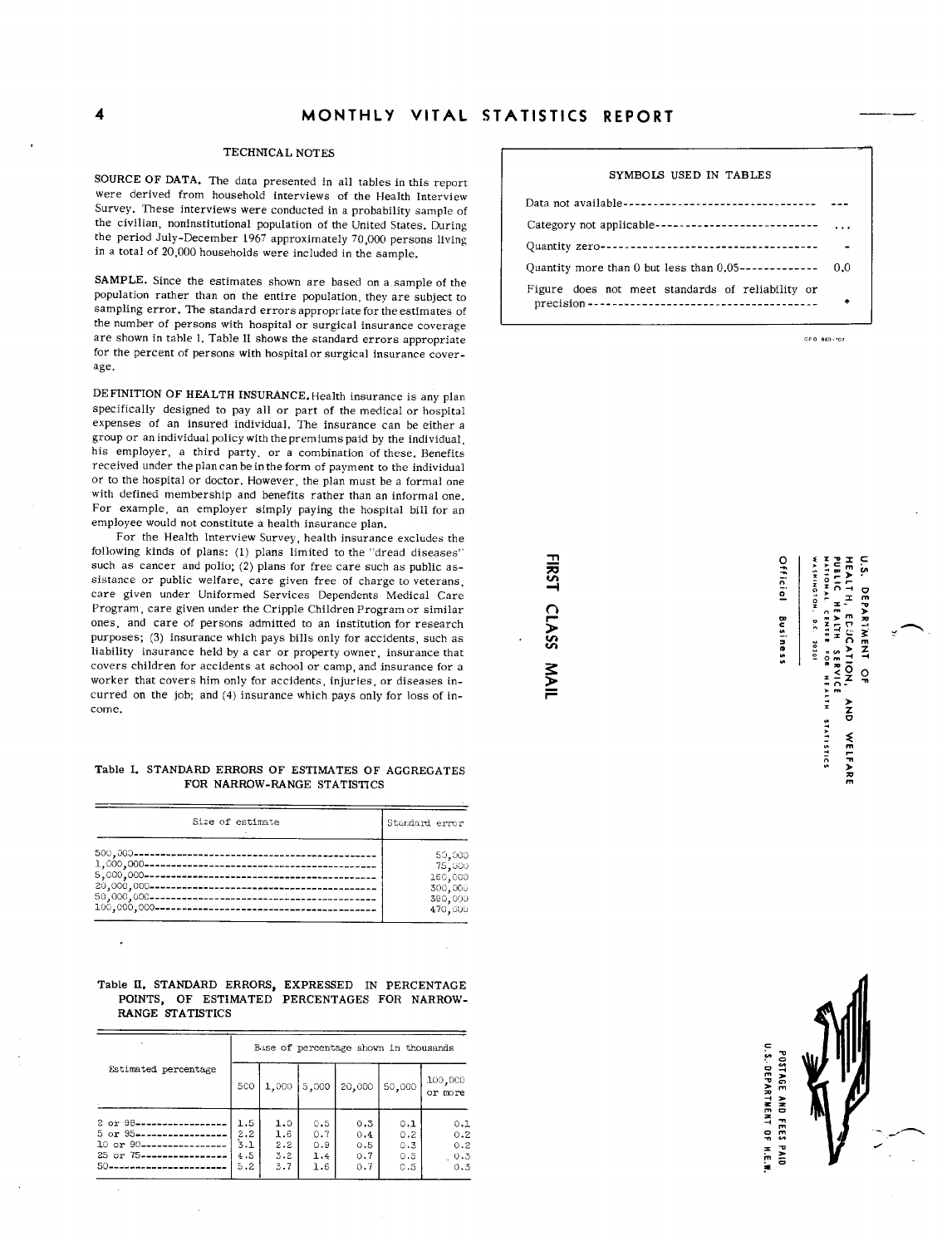## TECHNICAL NOTES

SOURCE OF DATA. The data presented in all tables in this report were derived from household interviews of the Health Interview Survey. These interviews were conducted in a probability sample of the civilian, noninstitutional population of the United States. During the period July-December 1967 approximately 70,000 persons living in a total of 20,000 households were included in the sample.

SAMPLE. Since the estimates shown are based on a sample of the population rather than on the entire population, they are subject to sampling error. The standard errors appropriate for the estimates of the number of persons with hospital or surgical insurance coverage are shown in table I. Table II shows the standard errors appropriate for the percent of persons with hospital or surgical insurance coverage.

DEFINITION OF HEALTH INSURANCE. Health insurance is any plan specifically designed to pay all or part of the medical or hospital expenses of an insured individual. The insurance can be either a group or an individual policy with the premiums paid by the individual, his employer, a third party, or a combination of these. Benefits received under the plan can be in the form of payment to the individual or to the hospital or doctor. However, the plan must be a formal one with defined membership and benefits rather than an informal one. For example, an employer simply paying the hospital bill for an employee would not constitute a health insurance plan.

For the Health Interview Survey, health insurance excludes the following kinds of plans: (1) plans limited to the "dread diseases" such as cancer and polio; (2) plans for free care such as public assistance or public welfare, care given free of charge to veterans, care given under Uniformed Services Dependents Medical Care Program, care given under the Cripple Children Program or similar ones, and care of persons admitted to an institution for research purposes; (3) insurance which pays bills only for accidents, such as liability insurance held by a car or property owner, insurance that covers children for accidents at school or camp, and insurance for a worker that covers him only for accidents, injuries, or diseases incurred on the job; and (4) insurance which pays only for loss of income.

Table I. STANDARD ERRORS OF ESTIMATES OF AGGREGATES FOR NARROW-RANGE STATISTICS

| Size of estimate | Standard error |
|---|---|
| 500,000 | 50,000 |
| 1,000,000 | 75,000 |
| 5,000,000 | 160,000 |
| 20,000,000 | 300,000 |
| 50,000,000 | 390,000 |
| 100,000,000 | 470,000 |

Table II. STANDARD ERRORS, EXPRESSED IN PERCENTAGE POINTS, OF ESTIMATED PERCENTAGES FOR NARROW-RANGE STATISTICS

| Estimated percentage | Base of percentage shown in thousands | | | | | |
|---|---|---|---|---|---|---|
| | 500 | 1,000 | 5,000 | 20,000 | 50,000 | 100,000 or more |
| 2 or 98 | 1.5 | 1.0 | 0.5 | 0.3 | 0.1 | 0.1 |
| 5 or 95 | 2.2 | 1.6 | 0.7 | 0.4 | 0.2 | 0.2 |
| 10 or 90 | 3.1 | 2.2 | 0.9 | 0.5 | 0.3 | 0.2 |
| 25 or 75 | 4.5 | 3.2 | 1.4 | 0.7 | 0.5 | 0.3 |
| 50 | 5.2 | 3.7 | 1.6 | 0.7 | 0.5 | 0.3 |

SYMBOLS USED IN TABLES

| | |
|---|---|
| Data not available | --- |
| Category not applicable | ... |
| Quantity zero | - |
| Quantity more than 0 but less than 0.05 | 0.0 |
| Figure does not meet standards of reliability or precision | * |

GPO 869-107

FIRST CLASS MAIL

U.S. DEPARTMENT OF HEALTH, EDUCATION, AND WELFARE
PUBLIC HEALTH SERVICE
NATIONAL CENTER FOR HEALTH STATISTICS
WASHINGTON, D.C. 20201

Official Business

POSTAGE AND FEES PAID
U.S. DEPARTMENT OF H.E.W.